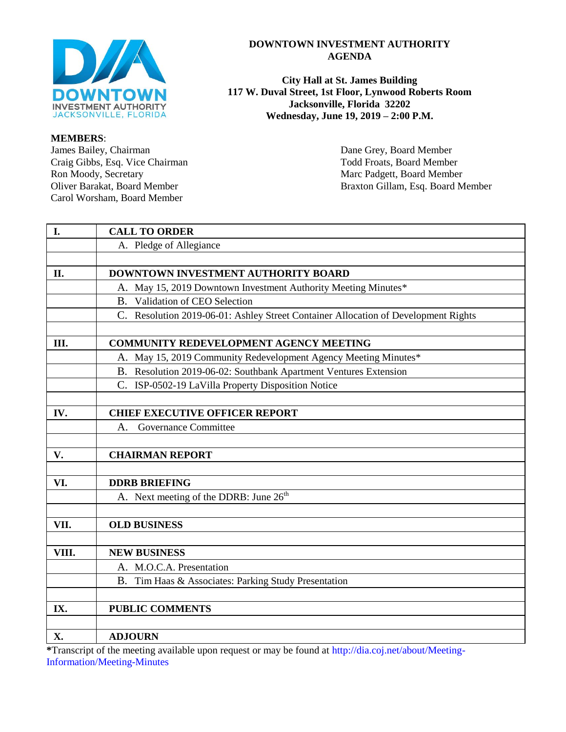# DOWNTOWN INVESTMENT AUTHORITY AGENDA

**City Hall at St. James Building**
**117 W. Duval Street, 1st Floor, Lynwood Roberts Room**
**Jacksonville, Florida 32202**
**Wednesday, June 19, 2019 – 2:00 P.M.**

**MEMBERS**:

James Bailey, Chairman
Craig Gibbs, Esq. Vice Chairman
Ron Moody, Secretary
Oliver Barakat, Board Member
Carol Worsham, Board Member
Dane Grey, Board Member
Todd Froats, Board Member
Marc Padgett, Board Member
Braxton Gillam, Esq. Board Member

| | |
|---|---|
| **I.** | **CALL TO ORDER** |
| | A. Pledge of Allegiance |
| | |
| **II.** | **DOWNTOWN INVESTMENT AUTHORITY BOARD** |
| | A. May 15, 2019 Downtown Investment Authority Meeting Minutes* |
| | B. Validation of CEO Selection |
| | C. Resolution 2019-06-01: Ashley Street Container Allocation of Development Rights |
| | |
| **III.** | **COMMUNITY REDEVELOPMENT AGENCY MEETING** |
| | A. May 15, 2019 Community Redevelopment Agency Meeting Minutes* |
| | B. Resolution 2019-06-02: Southbank Apartment Ventures Extension |
| | C. ISP-0502-19 LaVilla Property Disposition Notice |
| | |
| **IV.** | **CHIEF EXECUTIVE OFFICER REPORT** |
| | A. Governance Committee |
| | |
| **V.** | **CHAIRMAN REPORT** |
| | |
| **VI.** | **DDRB BRIEFING** |
| | A. Next meeting of the DDRB: June 26th |
| | |
| **VII.** | **OLD BUSINESS** |
| | |
| **VIII.** | **NEW BUSINESS** |
| | A. M.O.C.A. Presentation |
| | B. Tim Haas & Associates: Parking Study Presentation |
| | |
| **IX.** | **PUBLIC COMMENTS** |
| | |
| **X.** | **ADJOURN** |

***Transcript of the meeting available upon request or may be found at http://dia.coj.net/about/Meeting-Information/Meeting-Minutes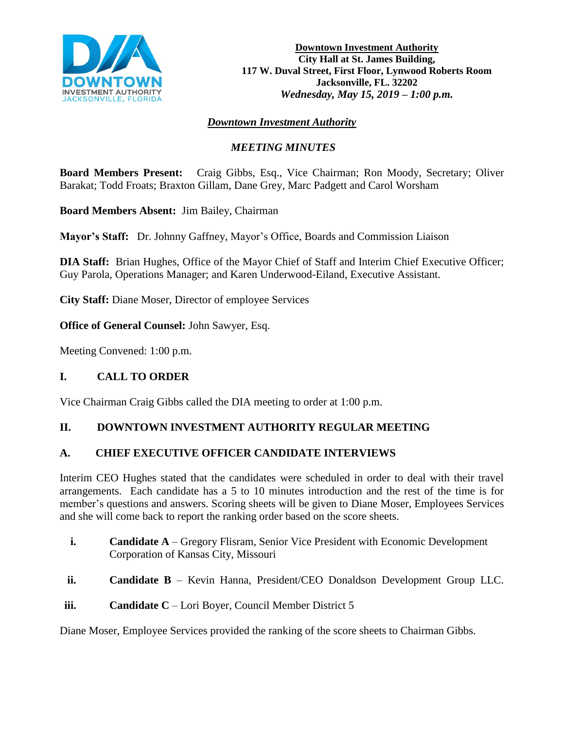**Downtown Investment Authority**
**City Hall at St. James Building,**
**117 W. Duval Street, First Floor, Lynwood Roberts Room**
**Jacksonville, FL. 32202**
***Wednesday, May 15, 2019 – 1:00 p.m.***

# ***Downtown Investment Authority***

## *MEETING MINUTES*

**Board Members Present:** Craig Gibbs, Esq., Vice Chairman; Ron Moody, Secretary; Oliver Barakat; Todd Froats; Braxton Gillam, Dane Grey, Marc Padgett and Carol Worsham

**Board Members Absent:** Jim Bailey, Chairman

**Mayor's Staff:** Dr. Johnny Gaffney, Mayor's Office, Boards and Commission Liaison

**DIA Staff:** Brian Hughes, Office of the Mayor Chief of Staff and Interim Chief Executive Officer; Guy Parola, Operations Manager; and Karen Underwood-Eiland, Executive Assistant.

**City Staff:** Diane Moser, Director of employee Services

**Office of General Counsel:** John Sawyer, Esq.

Meeting Convened: 1:00 p.m.

## I. CALL TO ORDER

Vice Chairman Craig Gibbs called the DIA meeting to order at 1:00 p.m.

## II. DOWNTOWN INVESTMENT AUTHORITY REGULAR MEETING

### A. CHIEF EXECUTIVE OFFICER CANDIDATE INTERVIEWS

Interim CEO Hughes stated that the candidates were scheduled in order to deal with their travel arrangements. Each candidate has a 5 to 10 minutes introduction and the rest of the time is for member's questions and answers. Scoring sheets will be given to Diane Moser, Employees Services and she will come back to report the ranking order based on the score sheets.

i. **Candidate A** – Gregory Flisram, Senior Vice President with Economic Development Corporation of Kansas City, Missouri

ii. **Candidate B** – Kevin Hanna, President/CEO Donaldson Development Group LLC.

iii. **Candidate C** – Lori Boyer, Council Member District 5

Diane Moser, Employee Services provided the ranking of the score sheets to Chairman Gibbs.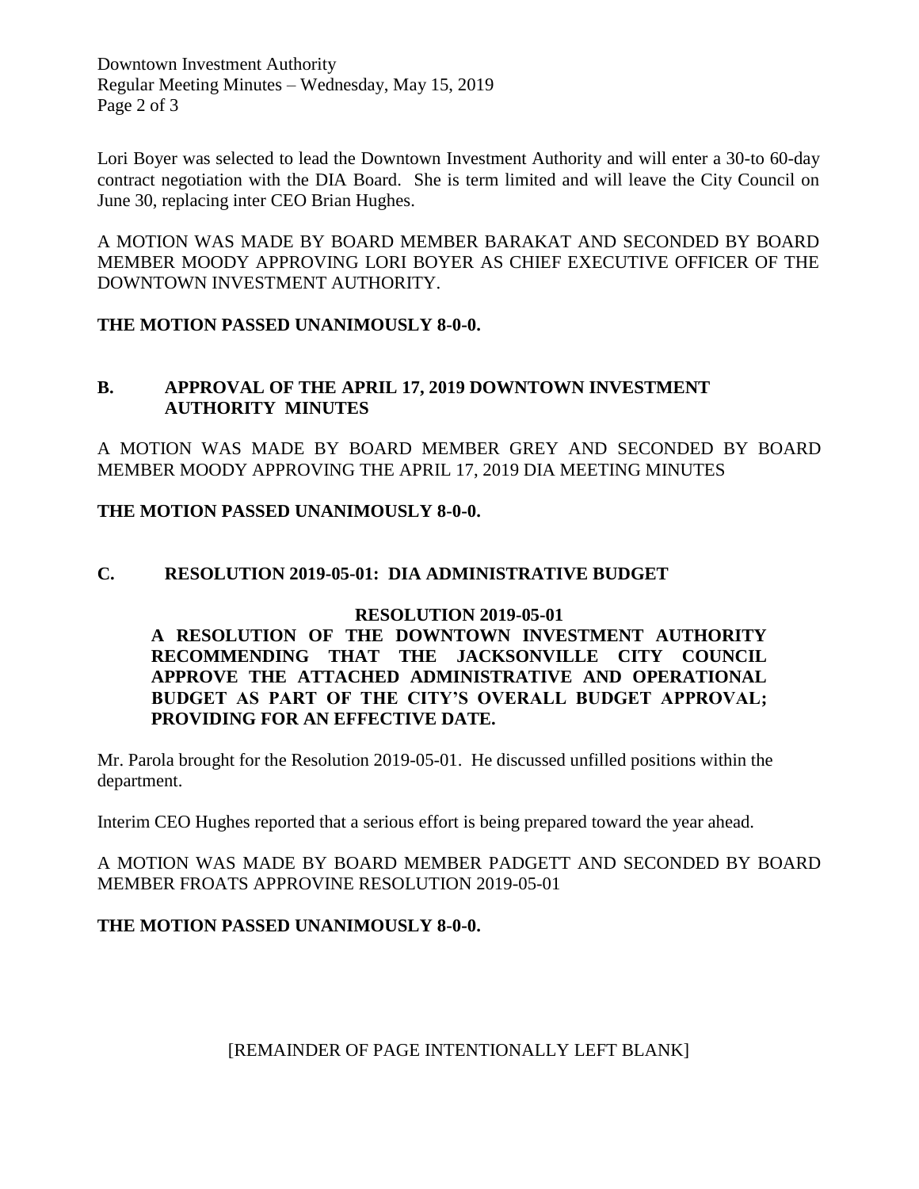Lori Boyer was selected to lead the Downtown Investment Authority and will enter a 30-to 60-day contract negotiation with the DIA Board. She is term limited and will leave the City Council on June 30, replacing inter CEO Brian Hughes.

A MOTION WAS MADE BY BOARD MEMBER BARAKAT AND SECONDED BY BOARD MEMBER MOODY APPROVING LORI BOYER AS CHIEF EXECUTIVE OFFICER OF THE DOWNTOWN INVESTMENT AUTHORITY.

**THE MOTION PASSED UNANIMOUSLY 8-0-0.**

## B. APPROVAL OF THE APRIL 17, 2019 DOWNTOWN INVESTMENT AUTHORITY MINUTES

A MOTION WAS MADE BY BOARD MEMBER GREY AND SECONDED BY BOARD MEMBER MOODY APPROVING THE APRIL 17, 2019 DIA MEETING MINUTES

**THE MOTION PASSED UNANIMOUSLY 8-0-0.**

## C. RESOLUTION 2019-05-01: DIA ADMINISTRATIVE BUDGET

**RESOLUTION 2019-05-01**

**A RESOLUTION OF THE DOWNTOWN INVESTMENT AUTHORITY RECOMMENDING THAT THE JACKSONVILLE CITY COUNCIL APPROVE THE ATTACHED ADMINISTRATIVE AND OPERATIONAL BUDGET AS PART OF THE CITY'S OVERALL BUDGET APPROVAL; PROVIDING FOR AN EFFECTIVE DATE.**

Mr. Parola brought for the Resolution 2019-05-01. He discussed unfilled positions within the department.

Interim CEO Hughes reported that a serious effort is being prepared toward the year ahead.

A MOTION WAS MADE BY BOARD MEMBER PADGETT AND SECONDED BY BOARD MEMBER FROATS APPROVINE RESOLUTION 2019-05-01

**THE MOTION PASSED UNANIMOUSLY 8-0-0.**

[REMAINDER OF PAGE INTENTIONALLY LEFT BLANK]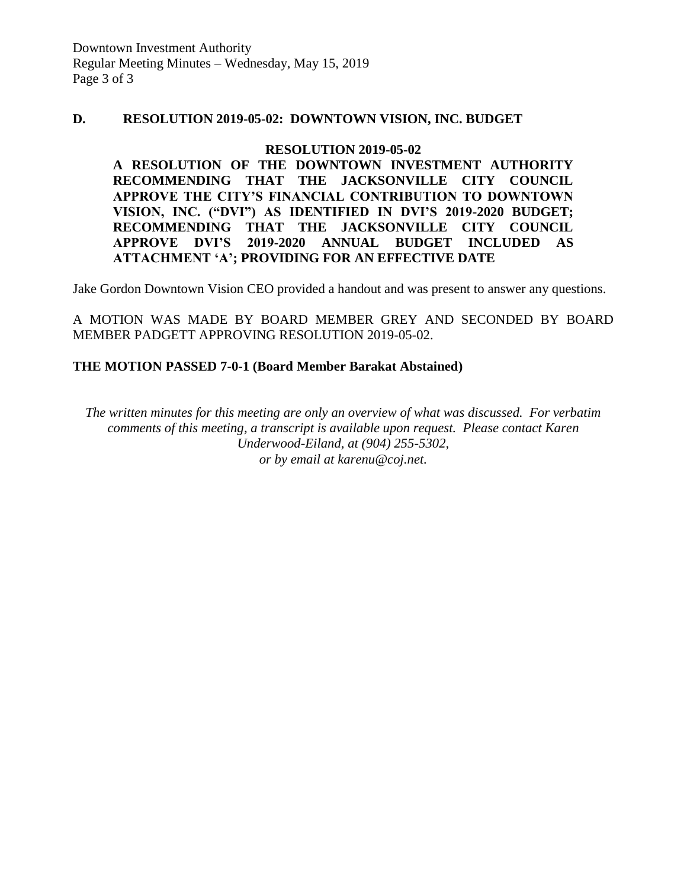## D. RESOLUTION 2019-05-02: DOWNTOWN VISION, INC. BUDGET

**RESOLUTION 2019-05-02**

**A RESOLUTION OF THE DOWNTOWN INVESTMENT AUTHORITY RECOMMENDING THAT THE JACKSONVILLE CITY COUNCIL APPROVE THE CITY'S FINANCIAL CONTRIBUTION TO DOWNTOWN VISION, INC. ("DVI") AS IDENTIFIED IN DVI'S 2019-2020 BUDGET; RECOMMENDING THAT THE JACKSONVILLE CITY COUNCIL APPROVE DVI'S 2019-2020 ANNUAL BUDGET INCLUDED AS ATTACHMENT 'A'; PROVIDING FOR AN EFFECTIVE DATE**

Jake Gordon Downtown Vision CEO provided a handout and was present to answer any questions.

A MOTION WAS MADE BY BOARD MEMBER GREY AND SECONDED BY BOARD MEMBER PADGETT APPROVING RESOLUTION 2019-05-02.

**THE MOTION PASSED 7-0-1 (Board Member Barakat Abstained)**

*The written minutes for this meeting are only an overview of what was discussed. For verbatim comments of this meeting, a transcript is available upon request. Please contact Karen Underwood-Eiland, at (904) 255-5302, or by email at karenu@coj.net.*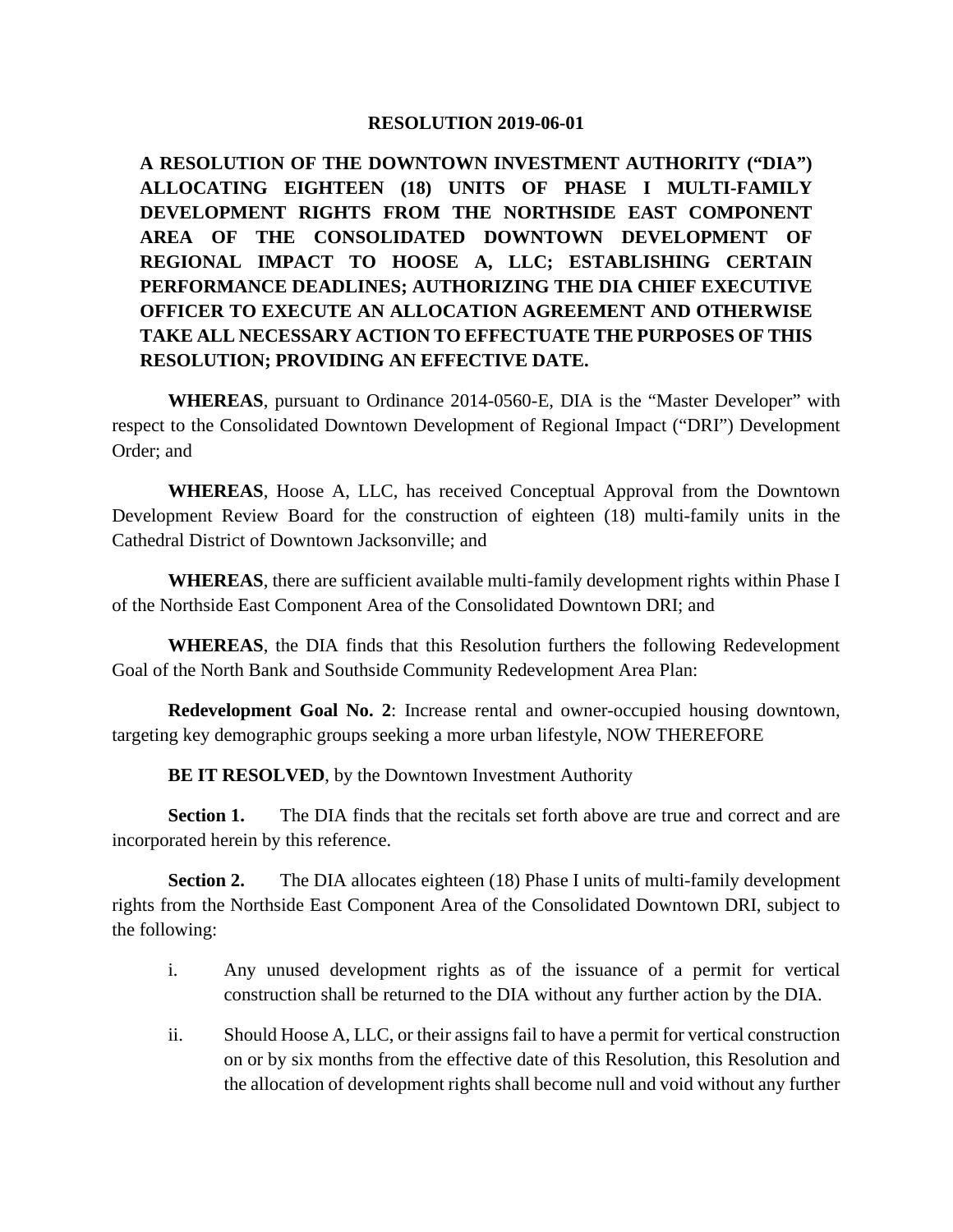# RESOLUTION 2019-06-01

**A RESOLUTION OF THE DOWNTOWN INVESTMENT AUTHORITY ("DIA") ALLOCATING EIGHTEEN (18) UNITS OF PHASE I MULTI-FAMILY DEVELOPMENT RIGHTS FROM THE NORTHSIDE EAST COMPONENT AREA OF THE CONSOLIDATED DOWNTOWN DEVELOPMENT OF REGIONAL IMPACT TO HOOSE A, LLC; ESTABLISHING CERTAIN PERFORMANCE DEADLINES; AUTHORIZING THE DIA CHIEF EXECUTIVE OFFICER TO EXECUTE AN ALLOCATION AGREEMENT AND OTHERWISE TAKE ALL NECESSARY ACTION TO EFFECTUATE THE PURPOSES OF THIS RESOLUTION; PROVIDING AN EFFECTIVE DATE.**

**WHEREAS**, pursuant to Ordinance 2014-0560-E, DIA is the "Master Developer" with respect to the Consolidated Downtown Development of Regional Impact ("DRI") Development Order; and

**WHEREAS**, Hoose A, LLC, has received Conceptual Approval from the Downtown Development Review Board for the construction of eighteen (18) multi-family units in the Cathedral District of Downtown Jacksonville; and

**WHEREAS**, there are sufficient available multi-family development rights within Phase I of the Northside East Component Area of the Consolidated Downtown DRI; and

**WHEREAS**, the DIA finds that this Resolution furthers the following Redevelopment Goal of the North Bank and Southside Community Redevelopment Area Plan:

**Redevelopment Goal No. 2**: Increase rental and owner-occupied housing downtown, targeting key demographic groups seeking a more urban lifestyle, NOW THEREFORE

**BE IT RESOLVED**, by the Downtown Investment Authority

**Section 1.** The DIA finds that the recitals set forth above are true and correct and are incorporated herein by this reference.

**Section 2.** The DIA allocates eighteen (18) Phase I units of multi-family development rights from the Northside East Component Area of the Consolidated Downtown DRI, subject to the following:

i. Any unused development rights as of the issuance of a permit for vertical construction shall be returned to the DIA without any further action by the DIA.

ii. Should Hoose A, LLC, or their assigns fail to have a permit for vertical construction on or by six months from the effective date of this Resolution, this Resolution and the allocation of development rights shall become null and void without any further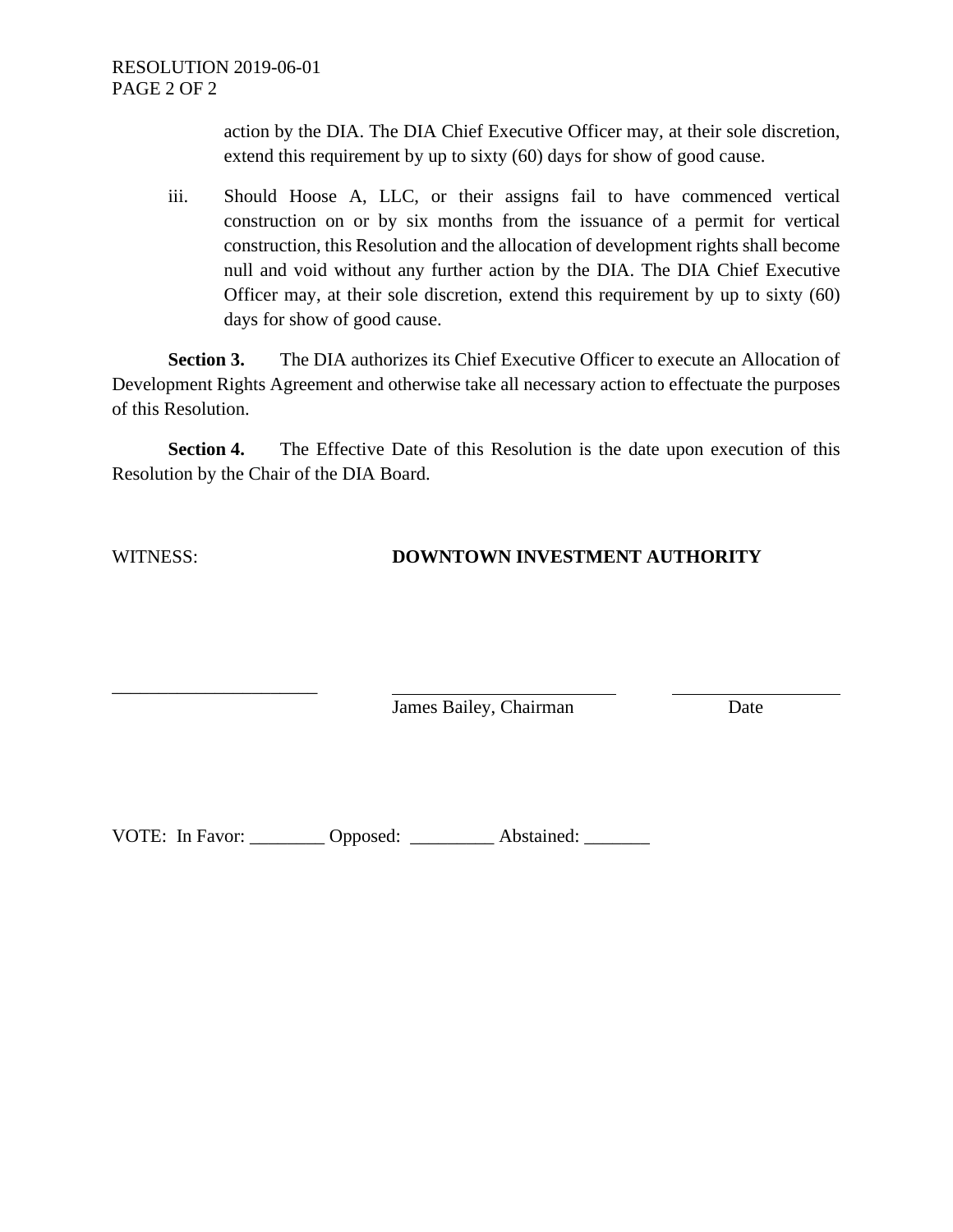action by the DIA. The DIA Chief Executive Officer may, at their sole discretion, extend this requirement by up to sixty (60) days for show of good cause.

iii. Should Hoose A, LLC, or their assigns fail to have commenced vertical construction on or by six months from the issuance of a permit for vertical construction, this Resolution and the allocation of development rights shall become null and void without any further action by the DIA. The DIA Chief Executive Officer may, at their sole discretion, extend this requirement by up to sixty (60) days for show of good cause.

**Section 3.** The DIA authorizes its Chief Executive Officer to execute an Allocation of Development Rights Agreement and otherwise take all necessary action to effectuate the purposes of this Resolution.

**Section 4.** The Effective Date of this Resolution is the date upon execution of this Resolution by the Chair of the DIA Board.

WITNESS: **DOWNTOWN INVESTMENT AUTHORITY**

______________________ ________________________ __________________

James Bailey, Chairman Date

VOTE: In Favor: ________ Opposed: _________ Abstained: _______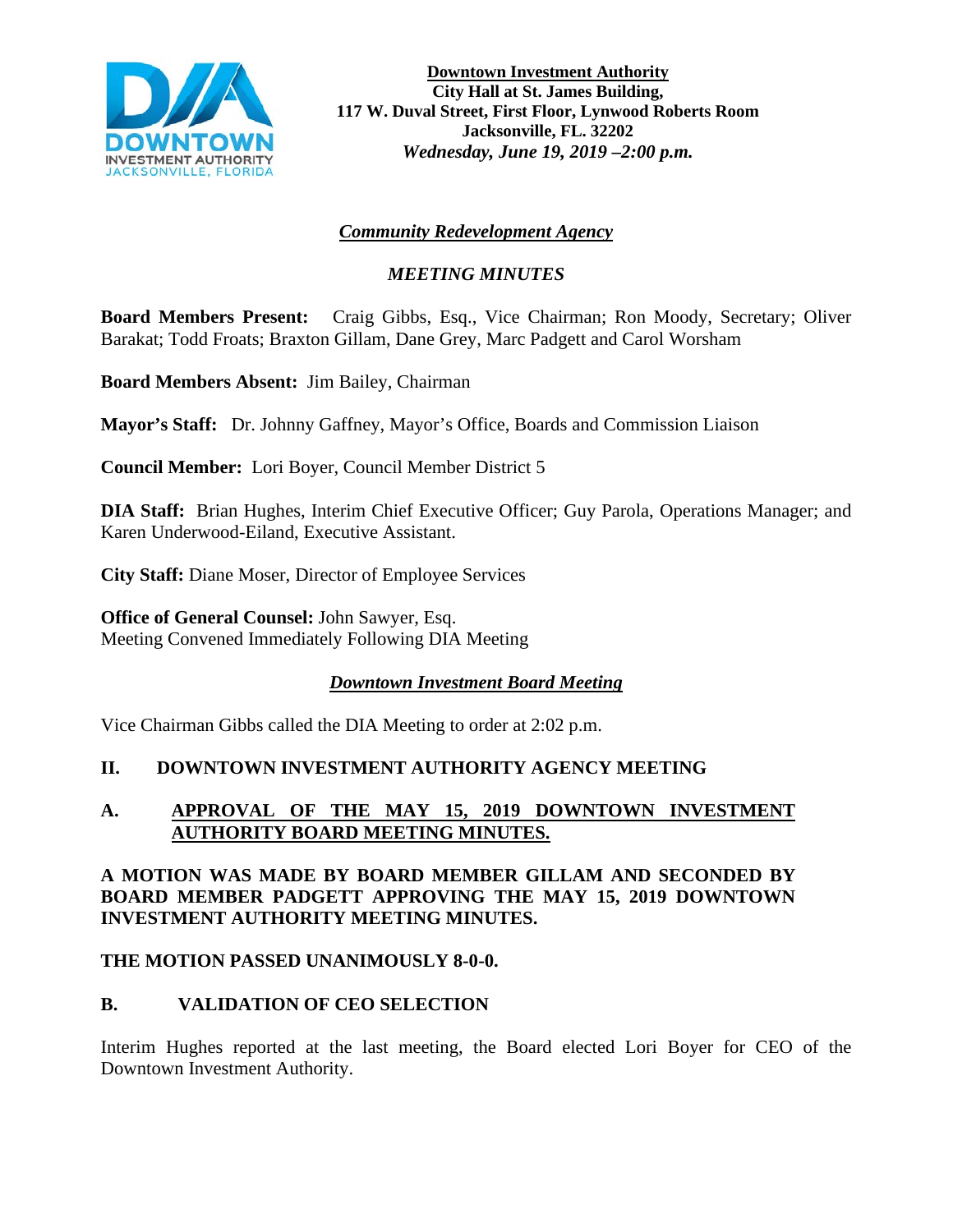**Downtown Investment Authority**
**City Hall at St. James Building,**
**117 W. Duval Street, First Floor, Lynwood Roberts Room**
**Jacksonville, FL. 32202**
***Wednesday, June 19, 2019 –2:00 p.m.***

## *Community Redevelopment Agency*

## *MEETING MINUTES*

**Board Members Present:** Craig Gibbs, Esq., Vice Chairman; Ron Moody, Secretary; Oliver Barakat; Todd Froats; Braxton Gillam, Dane Grey, Marc Padgett and Carol Worsham

**Board Members Absent:** Jim Bailey, Chairman

**Mayor's Staff:** Dr. Johnny Gaffney, Mayor's Office, Boards and Commission Liaison

**Council Member:** Lori Boyer, Council Member District 5

**DIA Staff:** Brian Hughes, Interim Chief Executive Officer; Guy Parola, Operations Manager; and Karen Underwood-Eiland, Executive Assistant.

**City Staff:** Diane Moser, Director of Employee Services

**Office of General Counsel:** John Sawyer, Esq.
Meeting Convened Immediately Following DIA Meeting

## *Downtown Investment Board Meeting*

Vice Chairman Gibbs called the DIA Meeting to order at 2:02 p.m.

### II. DOWNTOWN INVESTMENT AUTHORITY AGENCY MEETING

### A. APPROVAL OF THE MAY 15, 2019 DOWNTOWN INVESTMENT AUTHORITY BOARD MEETING MINUTES.

**A MOTION WAS MADE BY BOARD MEMBER GILLAM AND SECONDED BY BOARD MEMBER PADGETT APPROVING THE MAY 15, 2019 DOWNTOWN INVESTMENT AUTHORITY MEETING MINUTES.**

**THE MOTION PASSED UNANIMOUSLY 8-0-0.**

### B. VALIDATION OF CEO SELECTION

Interim Hughes reported at the last meeting, the Board elected Lori Boyer for CEO of the Downtown Investment Authority.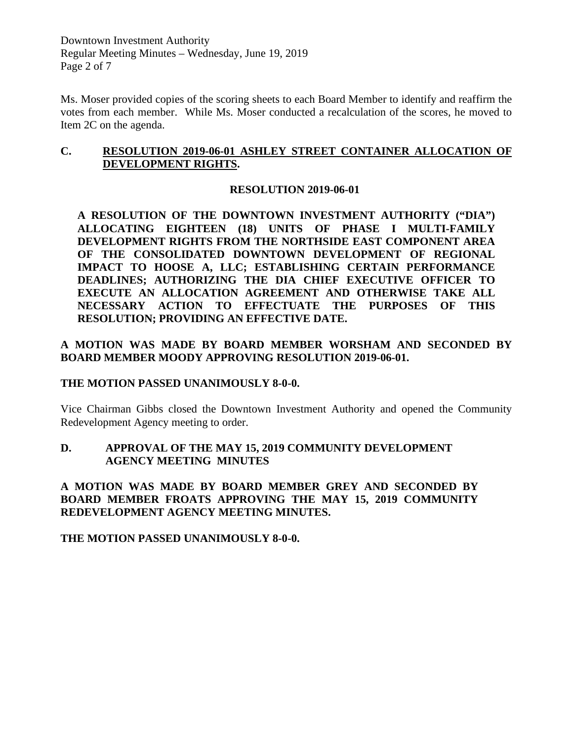Ms. Moser provided copies of the scoring sheets to each Board Member to identify and reaffirm the votes from each member. While Ms. Moser conducted a recalculation of the scores, he moved to Item 2C on the agenda.

**C. <u>RESOLUTION 2019-06-01 ASHLEY STREET CONTAINER ALLOCATION OF DEVELOPMENT RIGHTS</u>.**

**RESOLUTION 2019-06-01**

**A RESOLUTION OF THE DOWNTOWN INVESTMENT AUTHORITY ("DIA") ALLOCATING EIGHTEEN (18) UNITS OF PHASE I MULTI-FAMILY DEVELOPMENT RIGHTS FROM THE NORTHSIDE EAST COMPONENT AREA OF THE CONSOLIDATED DOWNTOWN DEVELOPMENT OF REGIONAL IMPACT TO HOOSE A, LLC; ESTABLISHING CERTAIN PERFORMANCE DEADLINES; AUTHORIZING THE DIA CHIEF EXECUTIVE OFFICER TO EXECUTE AN ALLOCATION AGREEMENT AND OTHERWISE TAKE ALL NECESSARY ACTION TO EFFECTUATE THE PURPOSES OF THIS RESOLUTION; PROVIDING AN EFFECTIVE DATE.**

**A MOTION WAS MADE BY BOARD MEMBER WORSHAM AND SECONDED BY BOARD MEMBER MOODY APPROVING RESOLUTION 2019-06-01.**

**THE MOTION PASSED UNANIMOUSLY 8-0-0.**

Vice Chairman Gibbs closed the Downtown Investment Authority and opened the Community Redevelopment Agency meeting to order.

**D. APPROVAL OF THE MAY 15, 2019 COMMUNITY DEVELOPMENT AGENCY MEETING MINUTES**

**A MOTION WAS MADE BY BOARD MEMBER GREY AND SECONDED BY BOARD MEMBER FROATS APPROVING THE MAY 15, 2019 COMMUNITY REDEVELOPMENT AGENCY MEETING MINUTES.**

**THE MOTION PASSED UNANIMOUSLY 8-0-0.**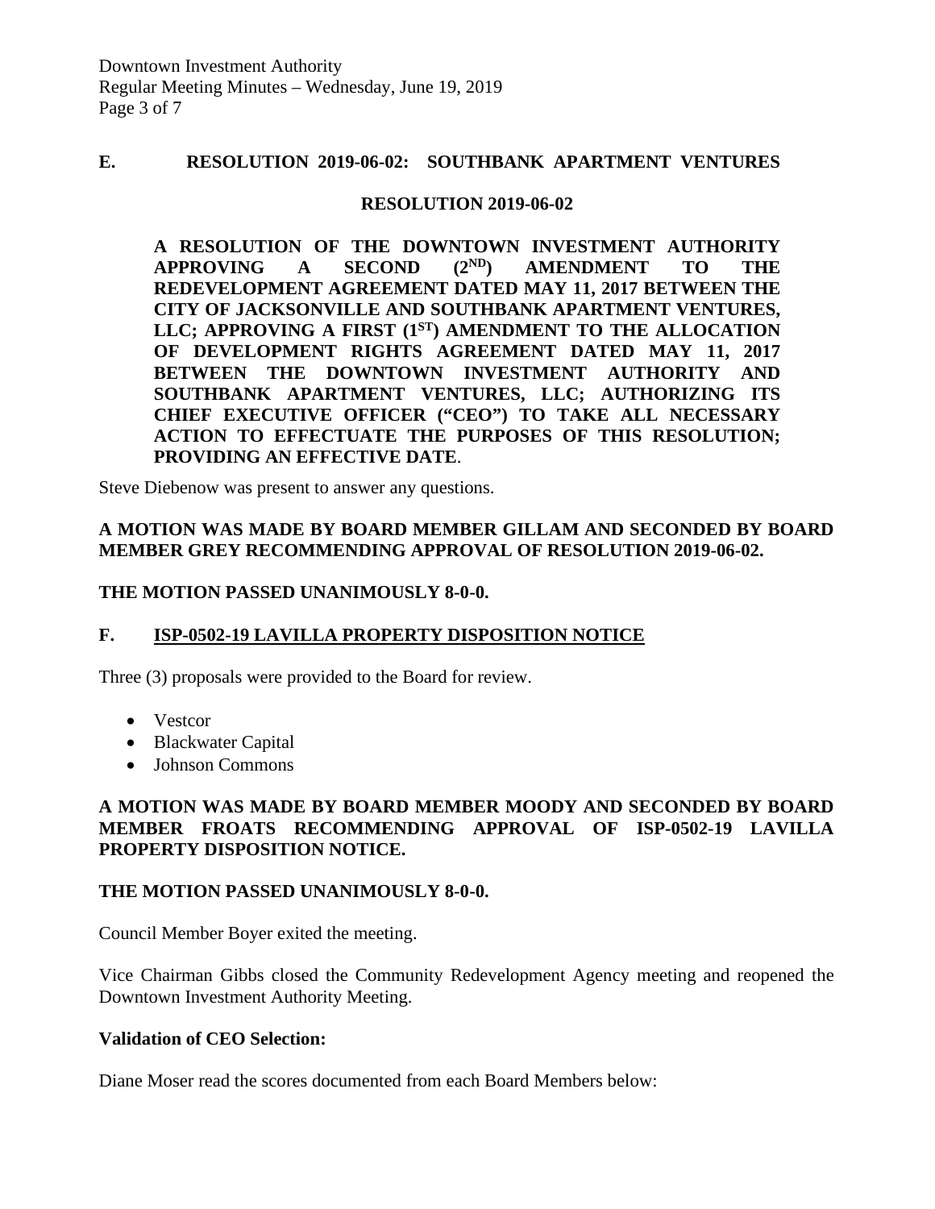**E. RESOLUTION 2019-06-02: SOUTHBANK APARTMENT VENTURES**

**RESOLUTION 2019-06-02**

**A RESOLUTION OF THE DOWNTOWN INVESTMENT AUTHORITY APPROVING A SECOND (2ND) AMENDMENT TO THE REDEVELOPMENT AGREEMENT DATED MAY 11, 2017 BETWEEN THE CITY OF JACKSONVILLE AND SOUTHBANK APARTMENT VENTURES, LLC; APPROVING A FIRST (1ST) AMENDMENT TO THE ALLOCATION OF DEVELOPMENT RIGHTS AGREEMENT DATED MAY 11, 2017 BETWEEN THE DOWNTOWN INVESTMENT AUTHORITY AND SOUTHBANK APARTMENT VENTURES, LLC; AUTHORIZING ITS CHIEF EXECUTIVE OFFICER ("CEO") TO TAKE ALL NECESSARY ACTION TO EFFECTUATE THE PURPOSES OF THIS RESOLUTION; PROVIDING AN EFFECTIVE DATE**.

Steve Diebenow was present to answer any questions.

**A MOTION WAS MADE BY BOARD MEMBER GILLAM AND SECONDED BY BOARD MEMBER GREY RECOMMENDING APPROVAL OF RESOLUTION 2019-06-02.**

**THE MOTION PASSED UNANIMOUSLY 8-0-0.**

**F. ISP-0502-19 LAVILLA PROPERTY DISPOSITION NOTICE**

Three (3) proposals were provided to the Board for review.

- Vestcor
- Blackwater Capital
- Johnson Commons

**A MOTION WAS MADE BY BOARD MEMBER MOODY AND SECONDED BY BOARD MEMBER FROATS RECOMMENDING APPROVAL OF ISP-0502-19 LAVILLA PROPERTY DISPOSITION NOTICE.**

**THE MOTION PASSED UNANIMOUSLY 8-0-0.**

Council Member Boyer exited the meeting.

Vice Chairman Gibbs closed the Community Redevelopment Agency meeting and reopened the Downtown Investment Authority Meeting.

**Validation of CEO Selection:**

Diane Moser read the scores documented from each Board Members below: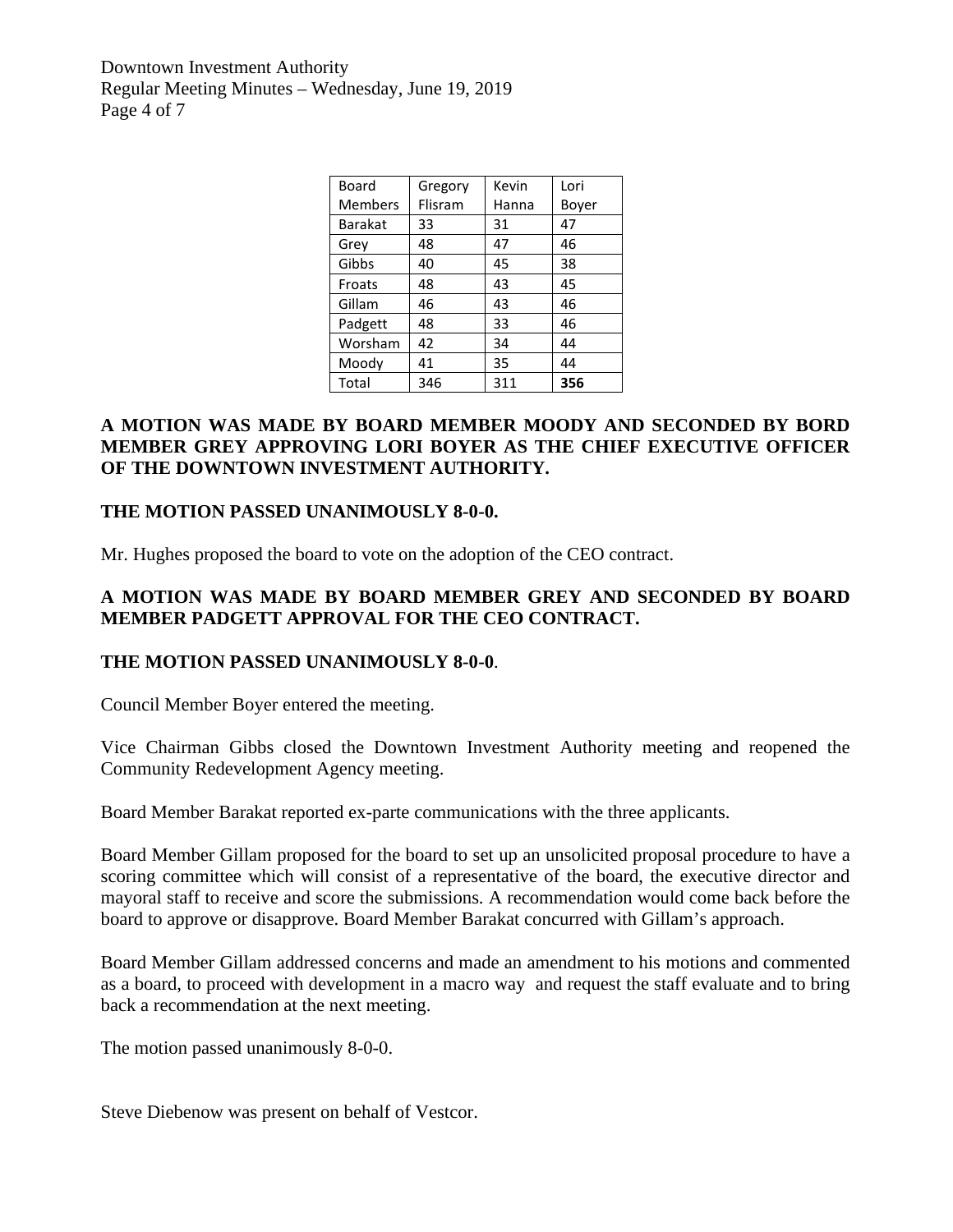| Board Members | Gregory Flisram | Kevin Hanna | Lori Boyer |
|---|---|---|---|
| Barakat | 33 | 31 | 47 |
| Grey | 48 | 47 | 46 |
| Gibbs | 40 | 45 | 38 |
| Froats | 48 | 43 | 45 |
| Gillam | 46 | 43 | 46 |
| Padgett | 48 | 33 | 46 |
| Worsham | 42 | 34 | 44 |
| Moody | 41 | 35 | 44 |
| Total | 346 | 311 | **356** |

**A MOTION WAS MADE BY BOARD MEMBER MOODY AND SECONDED BY BORD MEMBER GREY APPROVING LORI BOYER AS THE CHIEF EXECUTIVE OFFICER OF THE DOWNTOWN INVESTMENT AUTHORITY.**

**THE MOTION PASSED UNANIMOUSLY 8-0-0.**

Mr. Hughes proposed the board to vote on the adoption of the CEO contract.

**A MOTION WAS MADE BY BOARD MEMBER GREY AND SECONDED BY BOARD MEMBER PADGETT APPROVAL FOR THE CEO CONTRACT.**

**THE MOTION PASSED UNANIMOUSLY 8-0-0**.

Council Member Boyer entered the meeting.

Vice Chairman Gibbs closed the Downtown Investment Authority meeting and reopened the Community Redevelopment Agency meeting.

Board Member Barakat reported ex-parte communications with the three applicants.

Board Member Gillam proposed for the board to set up an unsolicited proposal procedure to have a scoring committee which will consist of a representative of the board, the executive director and mayoral staff to receive and score the submissions. A recommendation would come back before the board to approve or disapprove. Board Member Barakat concurred with Gillam's approach.

Board Member Gillam addressed concerns and made an amendment to his motions and commented as a board, to proceed with development in a macro way and request the staff evaluate and to bring back a recommendation at the next meeting.

The motion passed unanimously 8-0-0.

Steve Diebenow was present on behalf of Vestcor.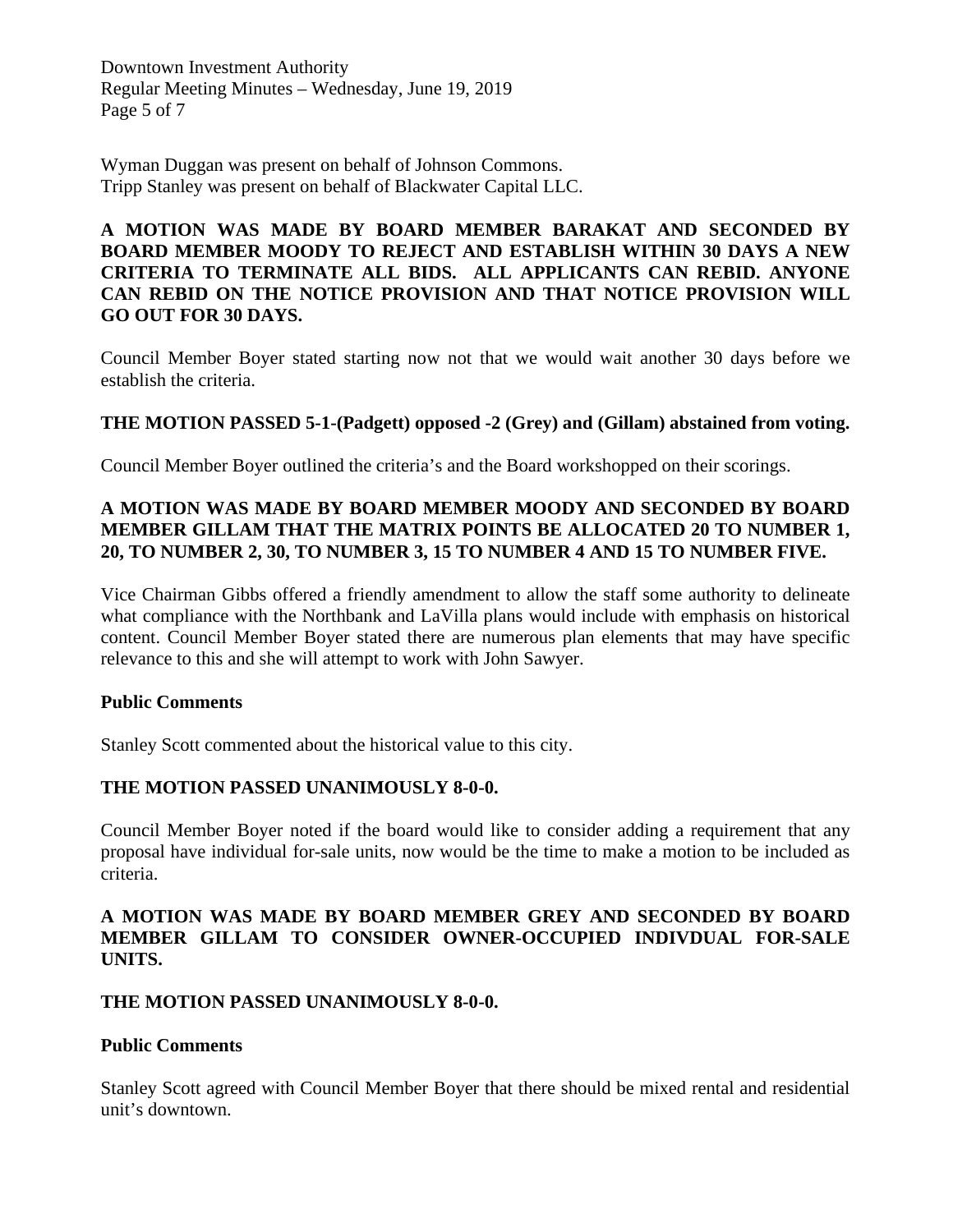Wyman Duggan was present on behalf of Johnson Commons.
Tripp Stanley was present on behalf of Blackwater Capital LLC.

**A MOTION WAS MADE BY BOARD MEMBER BARAKAT AND SECONDED BY BOARD MEMBER MOODY TO REJECT AND ESTABLISH WITHIN 30 DAYS A NEW CRITERIA TO TERMINATE ALL BIDS. ALL APPLICANTS CAN REBID. ANYONE CAN REBID ON THE NOTICE PROVISION AND THAT NOTICE PROVISION WILL GO OUT FOR 30 DAYS.**

Council Member Boyer stated starting now not that we would wait another 30 days before we establish the criteria.

**THE MOTION PASSED 5-1-(Padgett) opposed -2 (Grey) and (Gillam) abstained from voting.**

Council Member Boyer outlined the criteria's and the Board workshopped on their scorings.

**A MOTION WAS MADE BY BOARD MEMBER MOODY AND SECONDED BY BOARD MEMBER GILLAM THAT THE MATRIX POINTS BE ALLOCATED 20 TO NUMBER 1, 20, TO NUMBER 2, 30, TO NUMBER 3, 15 TO NUMBER 4 AND 15 TO NUMBER FIVE.**

Vice Chairman Gibbs offered a friendly amendment to allow the staff some authority to delineate what compliance with the Northbank and LaVilla plans would include with emphasis on historical content. Council Member Boyer stated there are numerous plan elements that may have specific relevance to this and she will attempt to work with John Sawyer.

**Public Comments**

Stanley Scott commented about the historical value to this city.

**THE MOTION PASSED UNANIMOUSLY 8-0-0.**

Council Member Boyer noted if the board would like to consider adding a requirement that any proposal have individual for-sale units, now would be the time to make a motion to be included as criteria.

**A MOTION WAS MADE BY BOARD MEMBER GREY AND SECONDED BY BOARD MEMBER GILLAM TO CONSIDER OWNER-OCCUPIED INDIVDUAL FOR-SALE UNITS.**

**THE MOTION PASSED UNANIMOUSLY 8-0-0.**

**Public Comments**

Stanley Scott agreed with Council Member Boyer that there should be mixed rental and residential unit's downtown.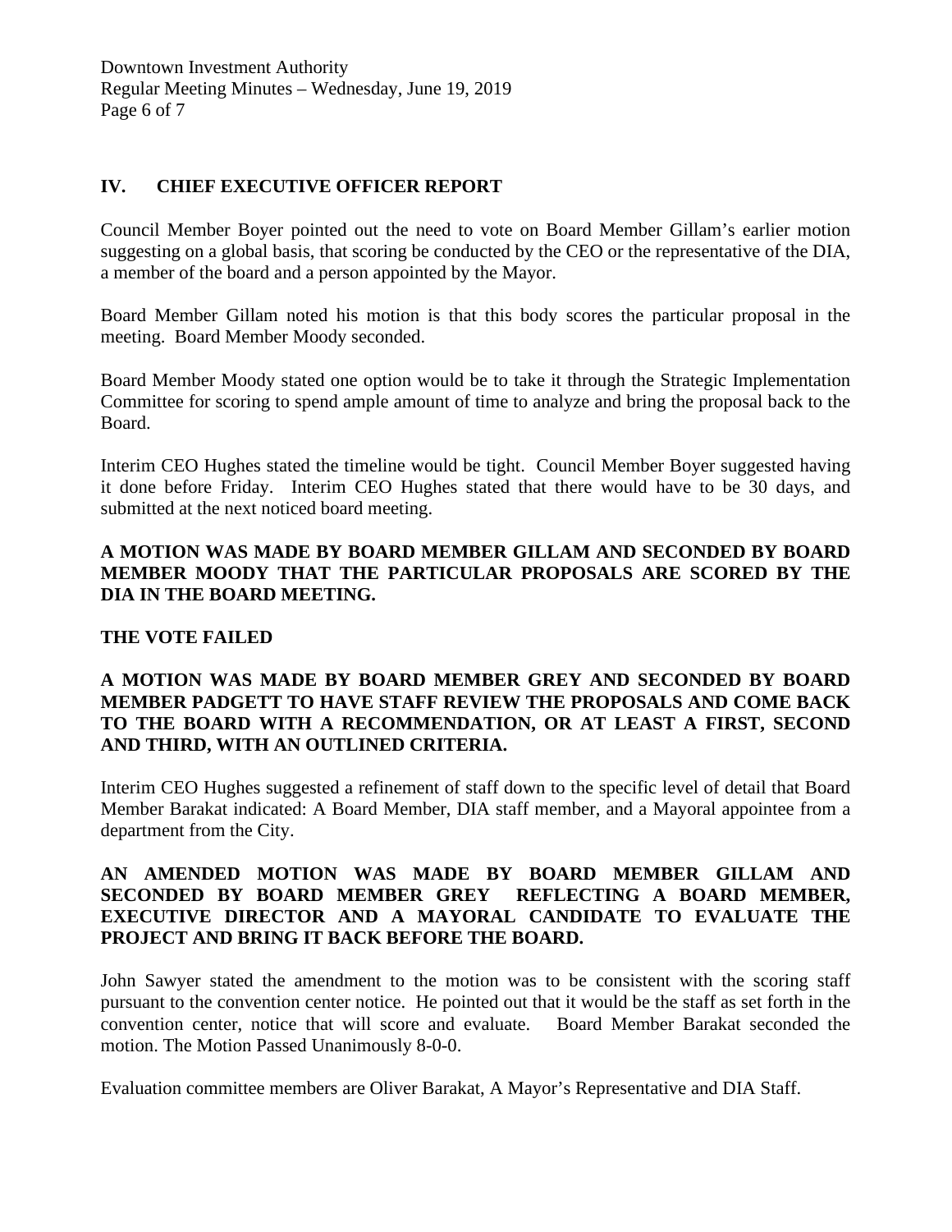## IV. CHIEF EXECUTIVE OFFICER REPORT

Council Member Boyer pointed out the need to vote on Board Member Gillam's earlier motion suggesting on a global basis, that scoring be conducted by the CEO or the representative of the DIA, a member of the board and a person appointed by the Mayor.

Board Member Gillam noted his motion is that this body scores the particular proposal in the meeting. Board Member Moody seconded.

Board Member Moody stated one option would be to take it through the Strategic Implementation Committee for scoring to spend ample amount of time to analyze and bring the proposal back to the Board.

Interim CEO Hughes stated the timeline would be tight. Council Member Boyer suggested having it done before Friday. Interim CEO Hughes stated that there would have to be 30 days, and submitted at the next noticed board meeting.

**A MOTION WAS MADE BY BOARD MEMBER GILLAM AND SECONDED BY BOARD MEMBER MOODY THAT THE PARTICULAR PROPOSALS ARE SCORED BY THE DIA IN THE BOARD MEETING.**

**THE VOTE FAILED**

**A MOTION WAS MADE BY BOARD MEMBER GREY AND SECONDED BY BOARD MEMBER PADGETT TO HAVE STAFF REVIEW THE PROPOSALS AND COME BACK TO THE BOARD WITH A RECOMMENDATION, OR AT LEAST A FIRST, SECOND AND THIRD, WITH AN OUTLINED CRITERIA.**

Interim CEO Hughes suggested a refinement of staff down to the specific level of detail that Board Member Barakat indicated: A Board Member, DIA staff member, and a Mayoral appointee from a department from the City.

**AN AMENDED MOTION WAS MADE BY BOARD MEMBER GILLAM AND SECONDED BY BOARD MEMBER GREY REFLECTING A BOARD MEMBER, EXECUTIVE DIRECTOR AND A MAYORAL CANDIDATE TO EVALUATE THE PROJECT AND BRING IT BACK BEFORE THE BOARD.**

John Sawyer stated the amendment to the motion was to be consistent with the scoring staff pursuant to the convention center notice. He pointed out that it would be the staff as set forth in the convention center, notice that will score and evaluate. Board Member Barakat seconded the motion. The Motion Passed Unanimously 8-0-0.

Evaluation committee members are Oliver Barakat, A Mayor's Representative and DIA Staff.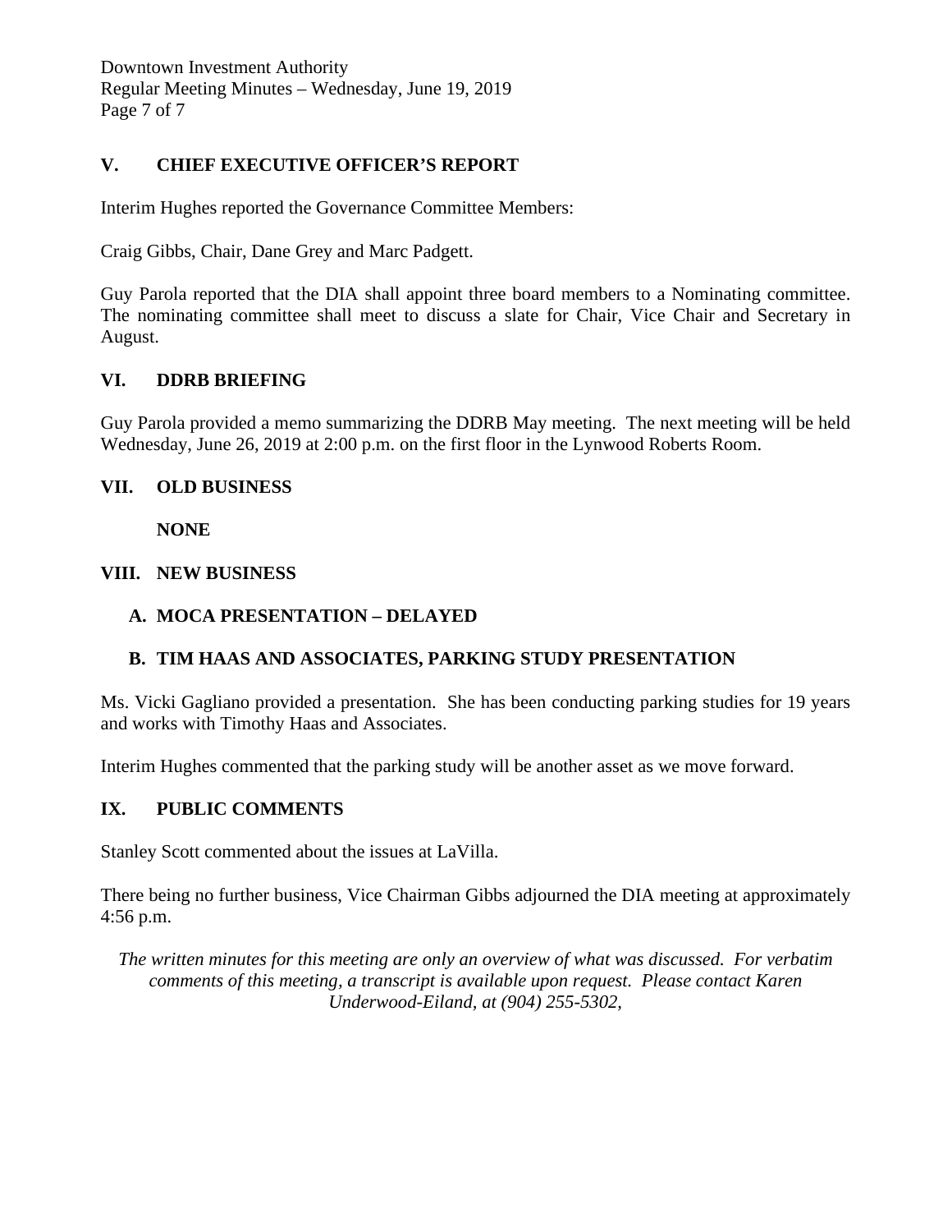## V. CHIEF EXECUTIVE OFFICER'S REPORT

Interim Hughes reported the Governance Committee Members:

Craig Gibbs, Chair, Dane Grey and Marc Padgett.

Guy Parola reported that the DIA shall appoint three board members to a Nominating committee. The nominating committee shall meet to discuss a slate for Chair, Vice Chair and Secretary in August.

## VI. DDRB BRIEFING

Guy Parola provided a memo summarizing the DDRB May meeting. The next meeting will be held Wednesday, June 26, 2019 at 2:00 p.m. on the first floor in the Lynwood Roberts Room.

## VII. OLD BUSINESS

**NONE**

## VIII. NEW BUSINESS

### A. MOCA PRESENTATION – DELAYED

### B. TIM HAAS AND ASSOCIATES, PARKING STUDY PRESENTATION

Ms. Vicki Gagliano provided a presentation. She has been conducting parking studies for 19 years and works with Timothy Haas and Associates.

Interim Hughes commented that the parking study will be another asset as we move forward.

## IX. PUBLIC COMMENTS

Stanley Scott commented about the issues at LaVilla.

There being no further business, Vice Chairman Gibbs adjourned the DIA meeting at approximately 4:56 p.m.

*The written minutes for this meeting are only an overview of what was discussed. For verbatim comments of this meeting, a transcript is available upon request. Please contact Karen Underwood-Eiland, at (904) 255-5302,*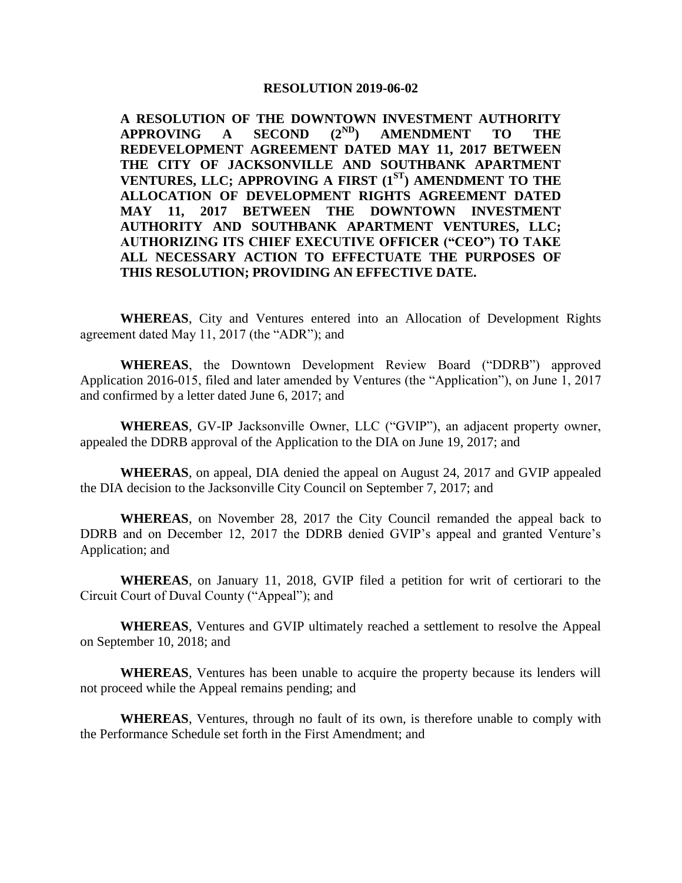**RESOLUTION 2019-06-02**

**A RESOLUTION OF THE DOWNTOWN INVESTMENT AUTHORITY APPROVING A SECOND ($2^{ND}$) AMENDMENT TO THE REDEVELOPMENT AGREEMENT DATED MAY 11, 2017 BETWEEN THE CITY OF JACKSONVILLE AND SOUTHBANK APARTMENT VENTURES, LLC; APPROVING A FIRST ($1^{ST}$) AMENDMENT TO THE ALLOCATION OF DEVELOPMENT RIGHTS AGREEMENT DATED MAY 11, 2017 BETWEEN THE DOWNTOWN INVESTMENT AUTHORITY AND SOUTHBANK APARTMENT VENTURES, LLC; AUTHORIZING ITS CHIEF EXECUTIVE OFFICER ("CEO") TO TAKE ALL NECESSARY ACTION TO EFFECTUATE THE PURPOSES OF THIS RESOLUTION; PROVIDING AN EFFECTIVE DATE.**

**WHEREAS**, City and Ventures entered into an Allocation of Development Rights agreement dated May 11, 2017 (the "ADR"); and

**WHEREAS**, the Downtown Development Review Board ("DDRB") approved Application 2016-015, filed and later amended by Ventures (the "Application"), on June 1, 2017 and confirmed by a letter dated June 6, 2017; and

**WHEREAS**, GV-IP Jacksonville Owner, LLC ("GVIP"), an adjacent property owner, appealed the DDRB approval of the Application to the DIA on June 19, 2017; and

**WHEERAS**, on appeal, DIA denied the appeal on August 24, 2017 and GVIP appealed the DIA decision to the Jacksonville City Council on September 7, 2017; and

**WHEREAS**, on November 28, 2017 the City Council remanded the appeal back to DDRB and on December 12, 2017 the DDRB denied GVIP's appeal and granted Venture's Application; and

**WHEREAS**, on January 11, 2018, GVIP filed a petition for writ of certiorari to the Circuit Court of Duval County ("Appeal"); and

**WHEREAS**, Ventures and GVIP ultimately reached a settlement to resolve the Appeal on September 10, 2018; and

**WHEREAS**, Ventures has been unable to acquire the property because its lenders will not proceed while the Appeal remains pending; and

**WHEREAS**, Ventures, through no fault of its own, is therefore unable to comply with the Performance Schedule set forth in the First Amendment; and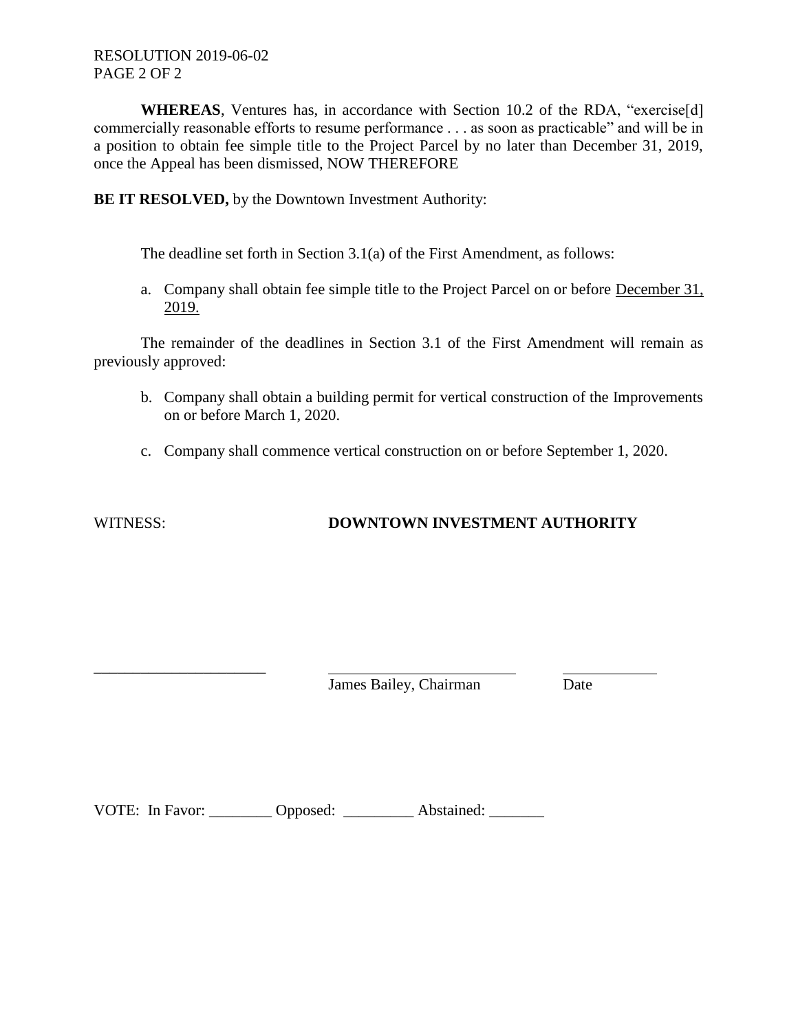**WHEREAS**, Ventures has, in accordance with Section 10.2 of the RDA, "exercise[d] commercially reasonable efforts to resume performance . . . as soon as practicable" and will be in a position to obtain fee simple title to the Project Parcel by no later than December 31, 2019, once the Appeal has been dismissed, NOW THEREFORE

**BE IT RESOLVED,** by the Downtown Investment Authority:

The deadline set forth in Section 3.1(a) of the First Amendment, as follows:

a. Company shall obtain fee simple title to the Project Parcel on or before <u>December 31, 2019.</u>

The remainder of the deadlines in Section 3.1 of the First Amendment will remain as previously approved:

b. Company shall obtain a building permit for vertical construction of the Improvements on or before March 1, 2020.

c. Company shall commence vertical construction on or before September 1, 2020.

WITNESS: **DOWNTOWN INVESTMENT AUTHORITY**

______________________ ________________________ ____________

James Bailey, Chairman Date

VOTE: In Favor: ________ Opposed: _________ Abstained: _______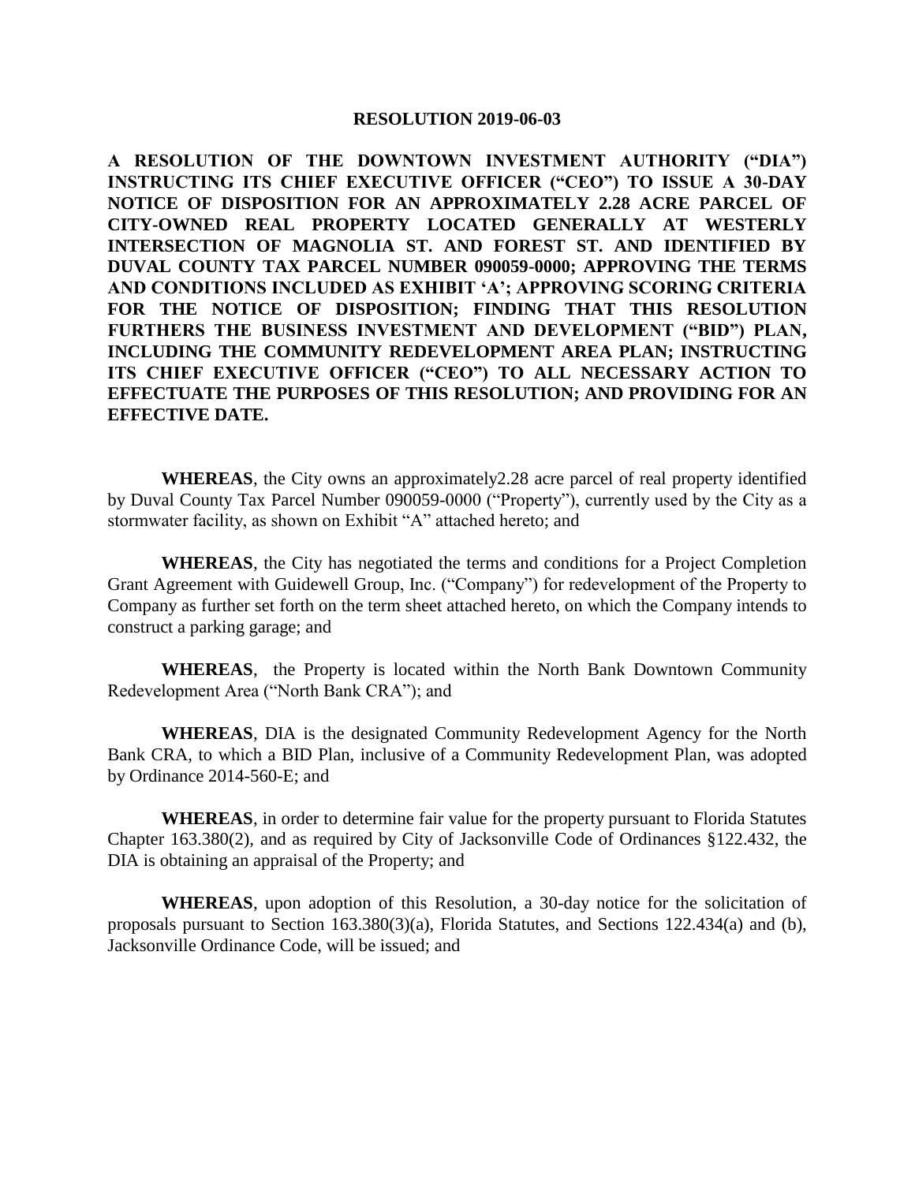**RESOLUTION 2019-06-03**

**A RESOLUTION OF THE DOWNTOWN INVESTMENT AUTHORITY ("DIA") INSTRUCTING ITS CHIEF EXECUTIVE OFFICER ("CEO") TO ISSUE A 30-DAY NOTICE OF DISPOSITION FOR AN APPROXIMATELY 2.28 ACRE PARCEL OF CITY-OWNED REAL PROPERTY LOCATED GENERALLY AT WESTERLY INTERSECTION OF MAGNOLIA ST. AND FOREST ST. AND IDENTIFIED BY DUVAL COUNTY TAX PARCEL NUMBER 090059-0000; APPROVING THE TERMS AND CONDITIONS INCLUDED AS EXHIBIT 'A'; APPROVING SCORING CRITERIA FOR THE NOTICE OF DISPOSITION; FINDING THAT THIS RESOLUTION FURTHERS THE BUSINESS INVESTMENT AND DEVELOPMENT ("BID") PLAN, INCLUDING THE COMMUNITY REDEVELOPMENT AREA PLAN; INSTRUCTING ITS CHIEF EXECUTIVE OFFICER ("CEO") TO ALL NECESSARY ACTION TO EFFECTUATE THE PURPOSES OF THIS RESOLUTION; AND PROVIDING FOR AN EFFECTIVE DATE.**

**WHEREAS**, the City owns an approximately2.28 acre parcel of real property identified by Duval County Tax Parcel Number 090059-0000 ("Property"), currently used by the City as a stormwater facility, as shown on Exhibit "A" attached hereto; and

**WHEREAS**, the City has negotiated the terms and conditions for a Project Completion Grant Agreement with Guidewell Group, Inc. ("Company") for redevelopment of the Property to Company as further set forth on the term sheet attached hereto, on which the Company intends to construct a parking garage; and

**WHEREAS**, the Property is located within the North Bank Downtown Community Redevelopment Area ("North Bank CRA"); and

**WHEREAS**, DIA is the designated Community Redevelopment Agency for the North Bank CRA, to which a BID Plan, inclusive of a Community Redevelopment Plan, was adopted by Ordinance 2014-560-E; and

**WHEREAS**, in order to determine fair value for the property pursuant to Florida Statutes Chapter 163.380(2), and as required by City of Jacksonville Code of Ordinances §122.432, the DIA is obtaining an appraisal of the Property; and

**WHEREAS**, upon adoption of this Resolution, a 30-day notice for the solicitation of proposals pursuant to Section 163.380(3)(a), Florida Statutes, and Sections 122.434(a) and (b), Jacksonville Ordinance Code, will be issued; and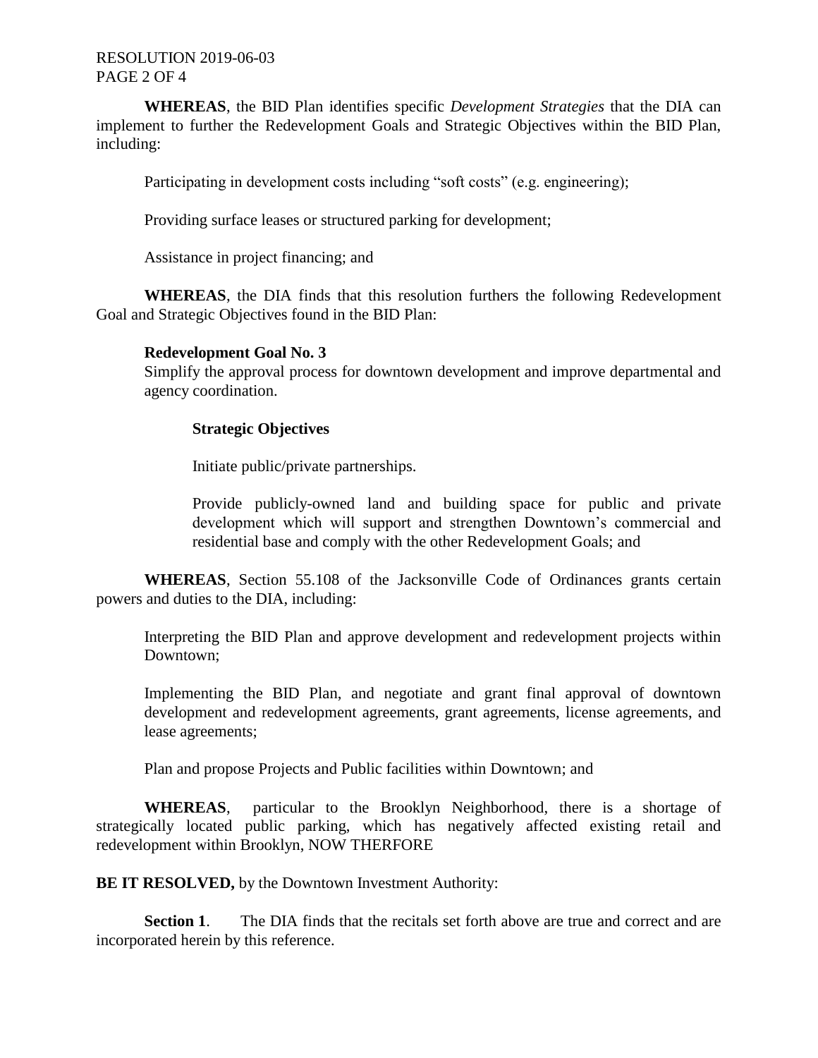**WHEREAS**, the BID Plan identifies specific *Development Strategies* that the DIA can implement to further the Redevelopment Goals and Strategic Objectives within the BID Plan, including:

Participating in development costs including "soft costs" (e.g. engineering);

Providing surface leases or structured parking for development;

Assistance in project financing; and

**WHEREAS**, the DIA finds that this resolution furthers the following Redevelopment Goal and Strategic Objectives found in the BID Plan:

**Redevelopment Goal No. 3**
Simplify the approval process for downtown development and improve departmental and agency coordination.

**Strategic Objectives**

Initiate public/private partnerships.

Provide publicly-owned land and building space for public and private development which will support and strengthen Downtown's commercial and residential base and comply with the other Redevelopment Goals; and

**WHEREAS**, Section 55.108 of the Jacksonville Code of Ordinances grants certain powers and duties to the DIA, including:

Interpreting the BID Plan and approve development and redevelopment projects within Downtown;

Implementing the BID Plan, and negotiate and grant final approval of downtown development and redevelopment agreements, grant agreements, license agreements, and lease agreements;

Plan and propose Projects and Public facilities within Downtown; and

**WHEREAS**, particular to the Brooklyn Neighborhood, there is a shortage of strategically located public parking, which has negatively affected existing retail and redevelopment within Brooklyn, NOW THERFORE

**BE IT RESOLVED,** by the Downtown Investment Authority:

**Section 1**. The DIA finds that the recitals set forth above are true and correct and are incorporated herein by this reference.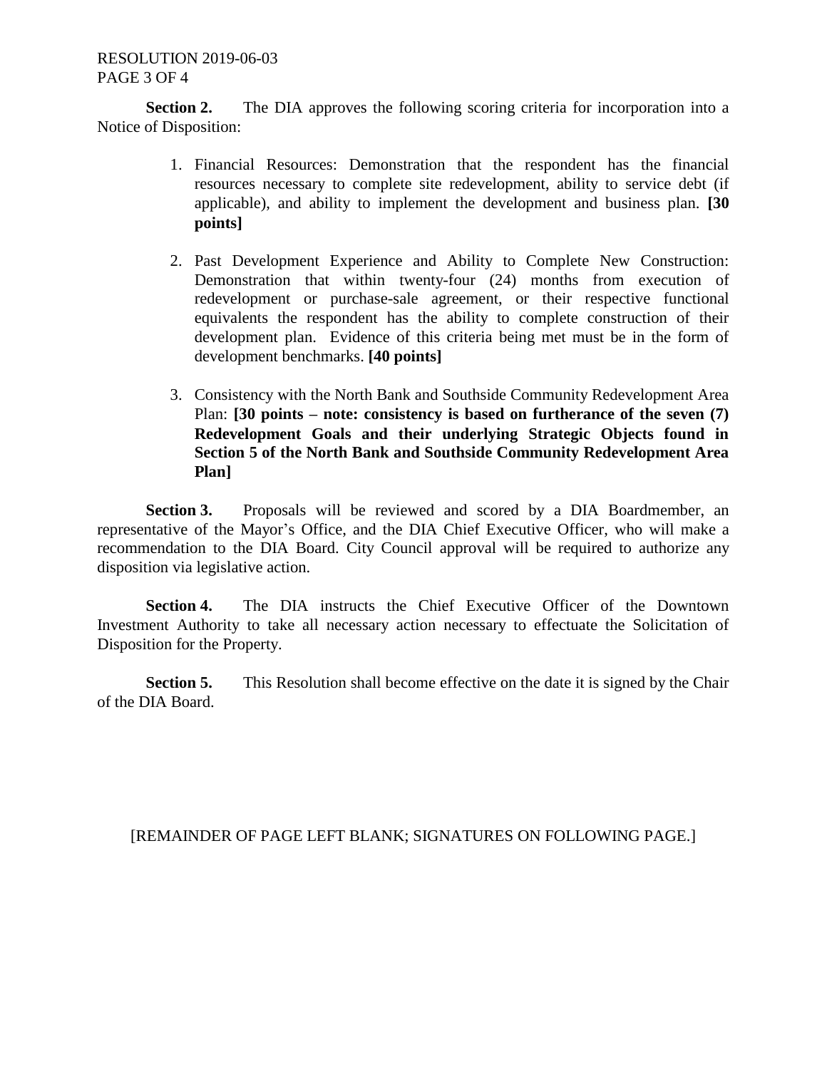**Section 2.** The DIA approves the following scoring criteria for incorporation into a Notice of Disposition:

1. Financial Resources: Demonstration that the respondent has the financial resources necessary to complete site redevelopment, ability to service debt (if applicable), and ability to implement the development and business plan. **[30 points]**

2. Past Development Experience and Ability to Complete New Construction: Demonstration that within twenty-four (24) months from execution of redevelopment or purchase-sale agreement, or their respective functional equivalents the respondent has the ability to complete construction of their development plan. Evidence of this criteria being met must be in the form of development benchmarks. **[40 points]**

3. Consistency with the North Bank and Southside Community Redevelopment Area Plan: **[30 points – note: consistency is based on furtherance of the seven (7) Redevelopment Goals and their underlying Strategic Objects found in Section 5 of the North Bank and Southside Community Redevelopment Area Plan]**

**Section 3.** Proposals will be reviewed and scored by a DIA Boardmember, an representative of the Mayor's Office, and the DIA Chief Executive Officer, who will make a recommendation to the DIA Board. City Council approval will be required to authorize any disposition via legislative action.

**Section 4.** The DIA instructs the Chief Executive Officer of the Downtown Investment Authority to take all necessary action necessary to effectuate the Solicitation of Disposition for the Property.

**Section 5.** This Resolution shall become effective on the date it is signed by the Chair of the DIA Board.

[REMAINDER OF PAGE LEFT BLANK; SIGNATURES ON FOLLOWING PAGE.]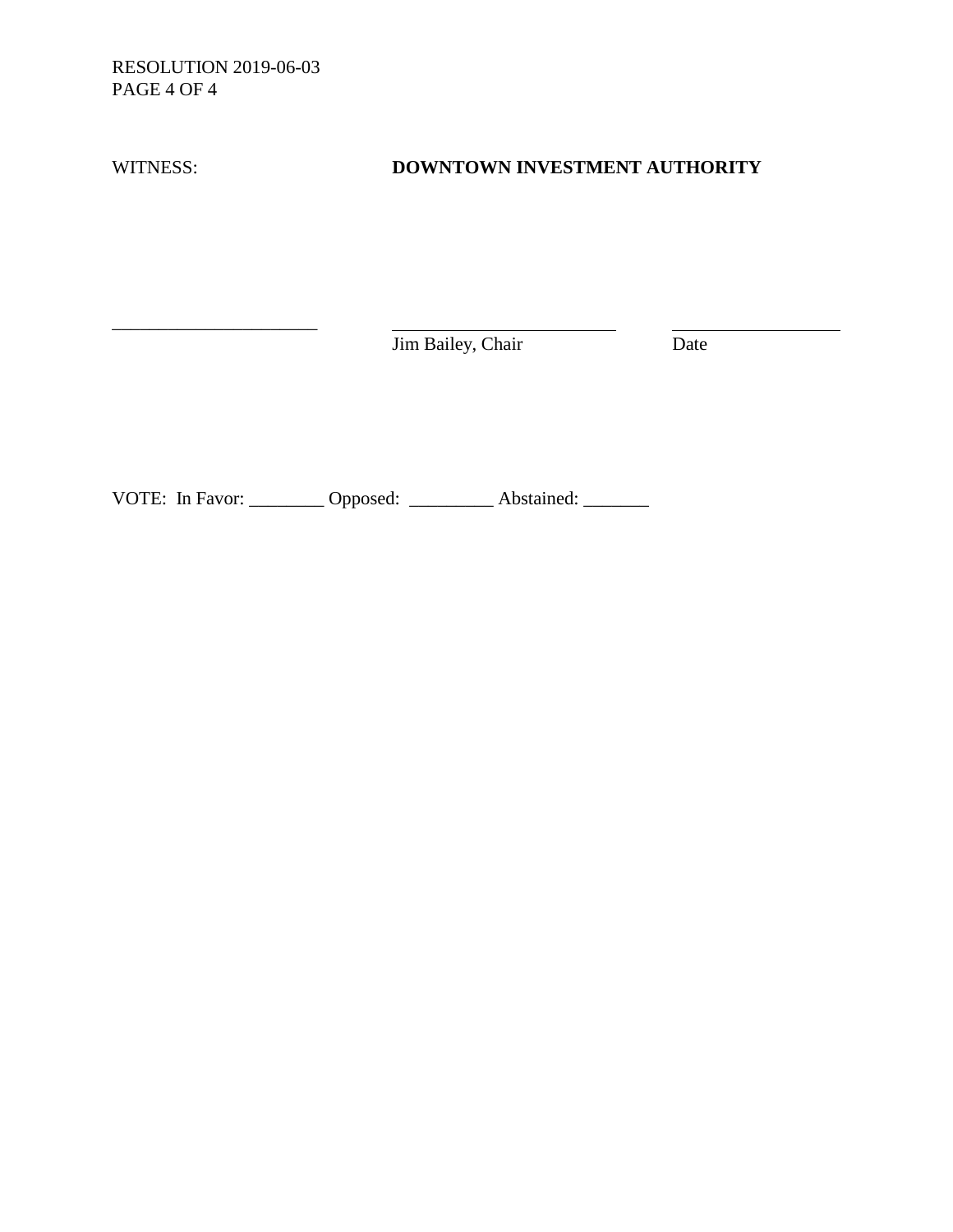RESOLUTION 2019-06-03

| WITNESS: | **DOWNTOWN INVESTMENT AUTHORITY** | |
| --- | --- | --- |
| _______________________ | _________________________ | ___________________ |
| | Jim Bailey, Chair | Date |

VOTE: In Favor: ________ Opposed: _________ Abstained: _______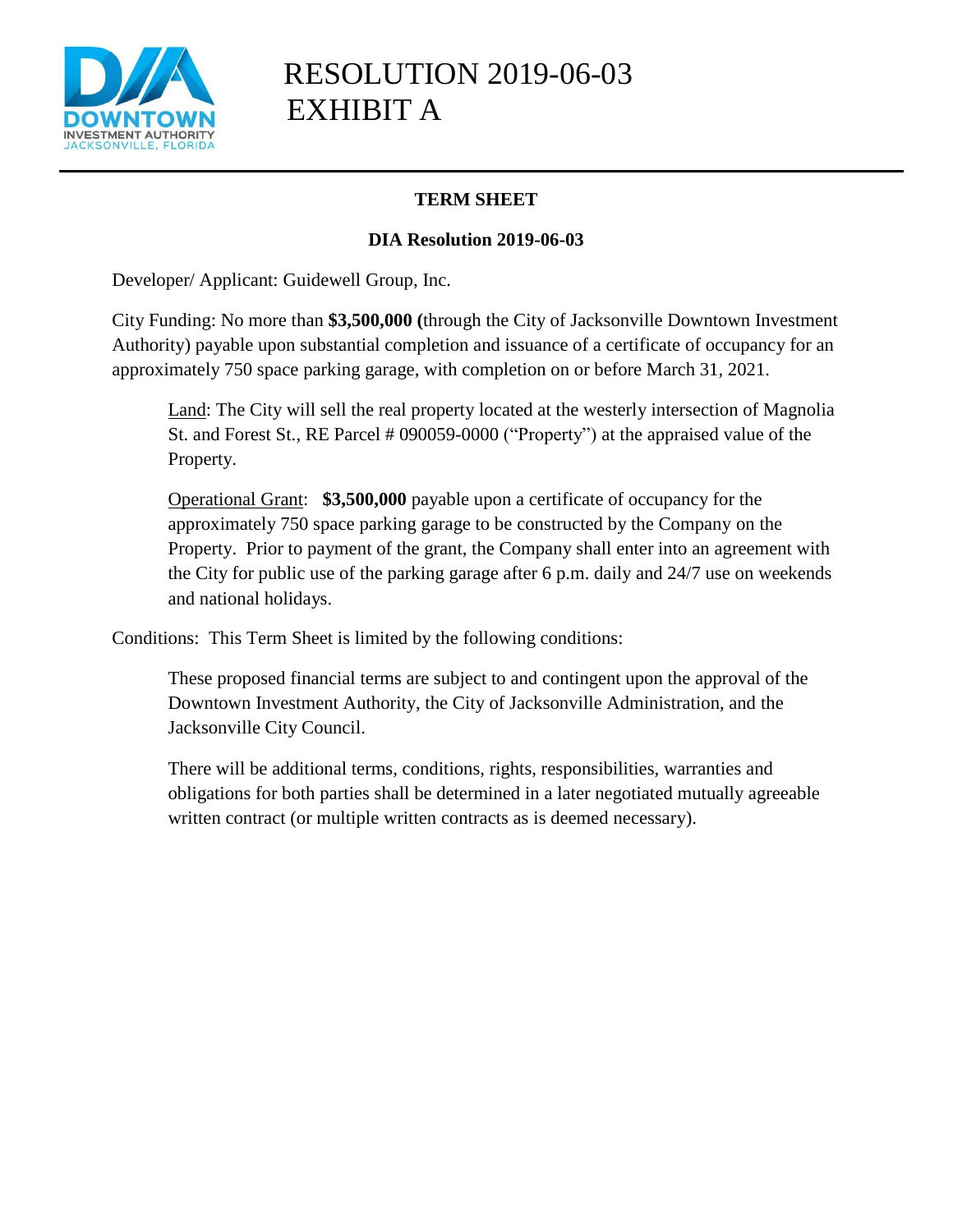# RESOLUTION 2019-06-03 EXHIBIT A

**TERM SHEET**

**DIA Resolution 2019-06-03**

Developer/ Applicant: Guidewell Group, Inc.

City Funding: No more than **$3,500,000 (**through the City of Jacksonville Downtown Investment Authority) payable upon substantial completion and issuance of a certificate of occupancy for an approximately 750 space parking garage, with completion on or before March 31, 2021.

> Land: The City will sell the real property located at the westerly intersection of Magnolia St. and Forest St., RE Parcel # 090059-0000 ("Property") at the appraised value of the Property.
>
> Operational Grant: **$3,500,000** payable upon a certificate of occupancy for the approximately 750 space parking garage to be constructed by the Company on the Property. Prior to payment of the grant, the Company shall enter into an agreement with the City for public use of the parking garage after 6 p.m. daily and 24/7 use on weekends and national holidays.

Conditions: This Term Sheet is limited by the following conditions:

> These proposed financial terms are subject to and contingent upon the approval of the Downtown Investment Authority, the City of Jacksonville Administration, and the Jacksonville City Council.
>
> There will be additional terms, conditions, rights, responsibilities, warranties and obligations for both parties shall be determined in a later negotiated mutually agreeable written contract (or multiple written contracts as is deemed necessary).